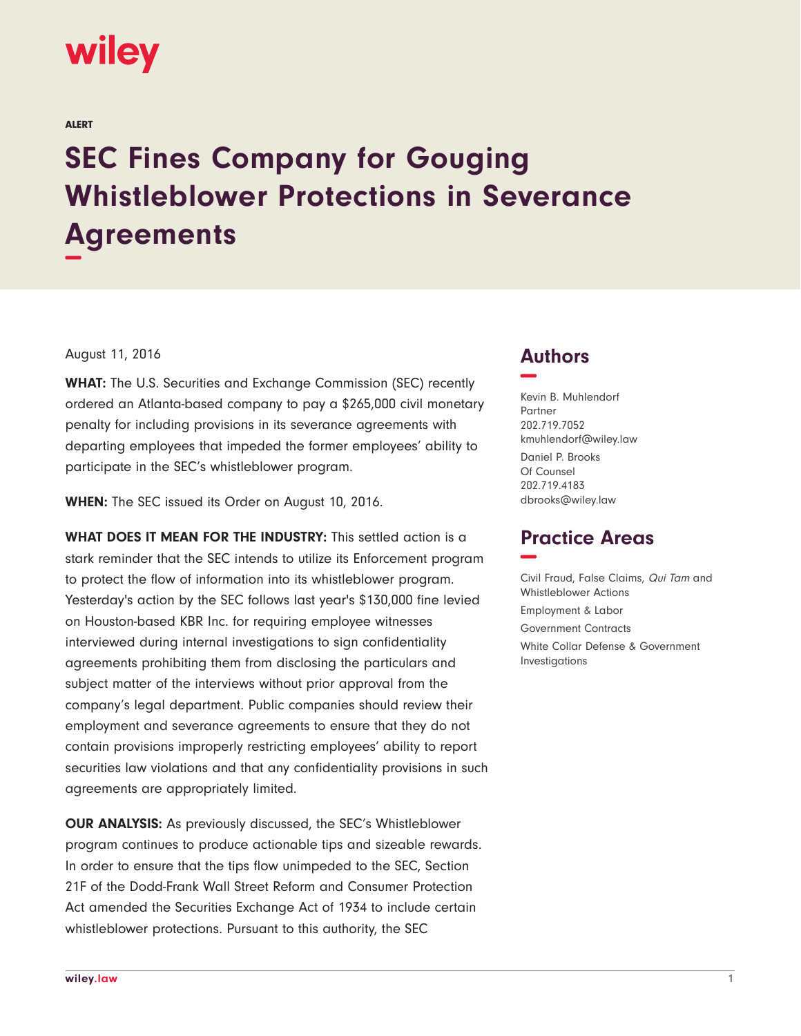wiley

ALERT

# SEC Fines Company for Gouging Whistleblower Protections in Severance Agreements

August 11, 2016

**WHAT:** The U.S. Securities and Exchange Commission (SEC) recently ordered an Atlanta-based company to pay a $265,000 civil monetary penalty for including provisions in its severance agreements with departing employees that impeded the former employees' ability to participate in the SEC's whistleblower program.

**WHEN:** The SEC issued its Order on August 10, 2016.

**WHAT DOES IT MEAN FOR THE INDUSTRY:** This settled action is a stark reminder that the SEC intends to utilize its Enforcement program to protect the flow of information into its whistleblower program. Yesterday's action by the SEC follows last year's $130,000 fine levied on Houston-based KBR Inc. for requiring employee witnesses interviewed during internal investigations to sign confidentiality agreements prohibiting them from disclosing the particulars and subject matter of the interviews without prior approval from the company's legal department. Public companies should review their employment and severance agreements to ensure that they do not contain provisions improperly restricting employees' ability to report securities law violations and that any confidentiality provisions in such agreements are appropriately limited.

**OUR ANALYSIS:** As previously discussed, the SEC's Whistleblower program continues to produce actionable tips and sizeable rewards. In order to ensure that the tips flow unimpeded to the SEC, Section 21F of the Dodd-Frank Wall Street Reform and Consumer Protection Act amended the Securities Exchange Act of 1934 to include certain whistleblower protections. Pursuant to this authority, the SEC

## Authors

Kevin B. Muhlendorf
Partner
202.719.7052
kmuhlendorf@wiley.law

Daniel P. Brooks
Of Counsel
202.719.4183
dbrooks@wiley.law

## Practice Areas

Civil Fraud, False Claims, *Qui Tam* and Whistleblower Actions

Employment & Labor

Government Contracts

White Collar Defense & Government Investigations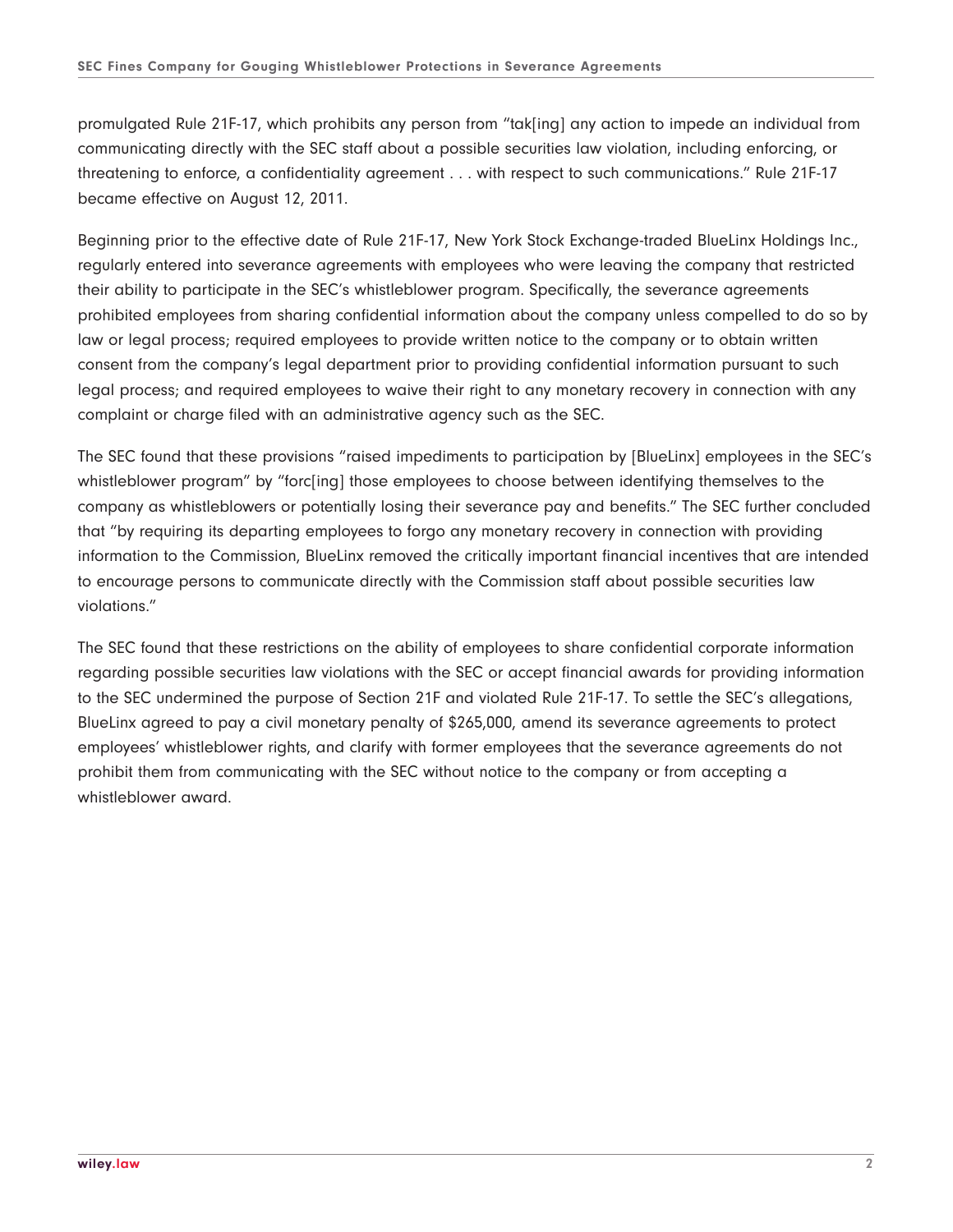promulgated Rule 21F-17, which prohibits any person from "tak[ing] any action to impede an individual from communicating directly with the SEC staff about a possible securities law violation, including enforcing, or threatening to enforce, a confidentiality agreement . . . with respect to such communications." Rule 21F-17 became effective on August 12, 2011.

Beginning prior to the effective date of Rule 21F-17, New York Stock Exchange-traded BlueLinx Holdings Inc., regularly entered into severance agreements with employees who were leaving the company that restricted their ability to participate in the SEC's whistleblower program. Specifically, the severance agreements prohibited employees from sharing confidential information about the company unless compelled to do so by law or legal process; required employees to provide written notice to the company or to obtain written consent from the company's legal department prior to providing confidential information pursuant to such legal process; and required employees to waive their right to any monetary recovery in connection with any complaint or charge filed with an administrative agency such as the SEC.

The SEC found that these provisions "raised impediments to participation by [BlueLinx] employees in the SEC's whistleblower program" by "forc[ing] those employees to choose between identifying themselves to the company as whistleblowers or potentially losing their severance pay and benefits." The SEC further concluded that "by requiring its departing employees to forgo any monetary recovery in connection with providing information to the Commission, BlueLinx removed the critically important financial incentives that are intended to encourage persons to communicate directly with the Commission staff about possible securities law violations."

The SEC found that these restrictions on the ability of employees to share confidential corporate information regarding possible securities law violations with the SEC or accept financial awards for providing information to the SEC undermined the purpose of Section 21F and violated Rule 21F-17. To settle the SEC's allegations, BlueLinx agreed to pay a civil monetary penalty of $265,000, amend its severance agreements to protect employees' whistleblower rights, and clarify with former employees that the severance agreements do not prohibit them from communicating with the SEC without notice to the company or from accepting a whistleblower award.